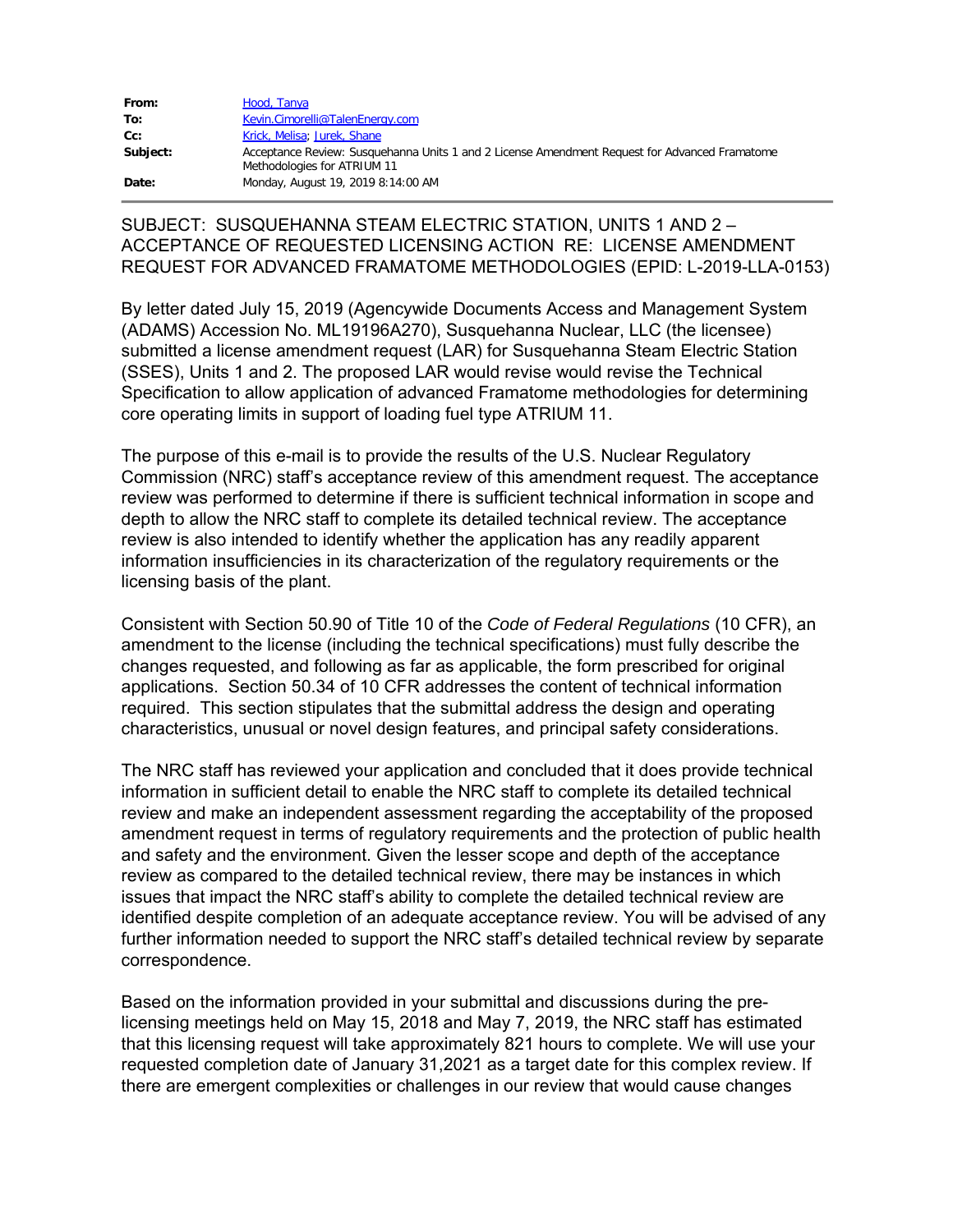| | |
|---|---|
| **From:** | Hood, Tanya |
| **To:** | Kevin.Cimorelli@TalenEnergy.com |
| **Cc:** | Krick, Melisa; Jurek, Shane |
| **Subject:** | Acceptance Review: Susquehanna Units 1 and 2 License Amendment Request for Advanced Framatome Methodologies for ATRIUM 11 |
| **Date:** | Monday, August 19, 2019 8:14:00 AM |

SUBJECT: SUSQUEHANNA STEAM ELECTRIC STATION, UNITS 1 AND 2 – ACCEPTANCE OF REQUESTED LICENSING ACTION RE: LICENSE AMENDMENT REQUEST FOR ADVANCED FRAMATOME METHODOLOGIES (EPID: L-2019-LLA-0153)

By letter dated July 15, 2019 (Agencywide Documents Access and Management System (ADAMS) Accession No. ML19196A270), Susquehanna Nuclear, LLC (the licensee) submitted a license amendment request (LAR) for Susquehanna Steam Electric Station (SSES), Units 1 and 2. The proposed LAR would revise would revise the Technical Specification to allow application of advanced Framatome methodologies for determining core operating limits in support of loading fuel type ATRIUM 11.

The purpose of this e-mail is to provide the results of the U.S. Nuclear Regulatory Commission (NRC) staff's acceptance review of this amendment request. The acceptance review was performed to determine if there is sufficient technical information in scope and depth to allow the NRC staff to complete its detailed technical review. The acceptance review is also intended to identify whether the application has any readily apparent information insufficiencies in its characterization of the regulatory requirements or the licensing basis of the plant.

Consistent with Section 50.90 of Title 10 of the *Code of Federal Regulations* (10 CFR), an amendment to the license (including the technical specifications) must fully describe the changes requested, and following as far as applicable, the form prescribed for original applications. Section 50.34 of 10 CFR addresses the content of technical information required. This section stipulates that the submittal address the design and operating characteristics, unusual or novel design features, and principal safety considerations.

The NRC staff has reviewed your application and concluded that it does provide technical information in sufficient detail to enable the NRC staff to complete its detailed technical review and make an independent assessment regarding the acceptability of the proposed amendment request in terms of regulatory requirements and the protection of public health and safety and the environment. Given the lesser scope and depth of the acceptance review as compared to the detailed technical review, there may be instances in which issues that impact the NRC staff's ability to complete the detailed technical review are identified despite completion of an adequate acceptance review. You will be advised of any further information needed to support the NRC staff's detailed technical review by separate correspondence.

Based on the information provided in your submittal and discussions during the pre-licensing meetings held on May 15, 2018 and May 7, 2019, the NRC staff has estimated that this licensing request will take approximately 821 hours to complete. We will use your requested completion date of January 31,2021 as a target date for this complex review. If there are emergent complexities or challenges in our review that would cause changes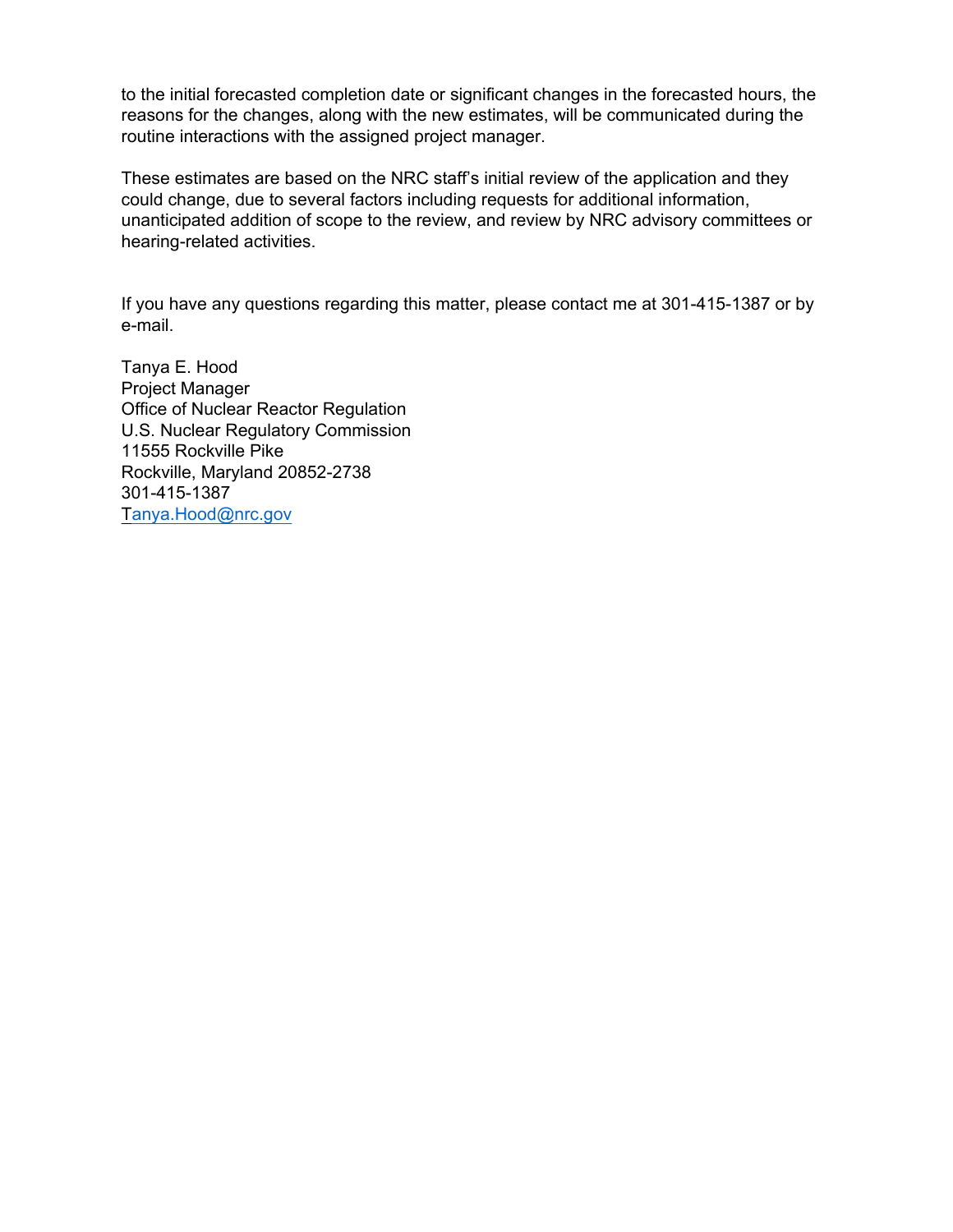to the initial forecasted completion date or significant changes in the forecasted hours, the reasons for the changes, along with the new estimates, will be communicated during the routine interactions with the assigned project manager.

These estimates are based on the NRC staff's initial review of the application and they could change, due to several factors including requests for additional information, unanticipated addition of scope to the review, and review by NRC advisory committees or hearing-related activities.

If you have any questions regarding this matter, please contact me at 301-415-1387 or by e-mail.

Tanya E. Hood  
Project Manager  
Office of Nuclear Reactor Regulation  
U.S. Nuclear Regulatory Commission  
11555 Rockville Pike  
Rockville, Maryland 20852-2738  
301-415-1387  
Tanya.Hood@nrc.gov